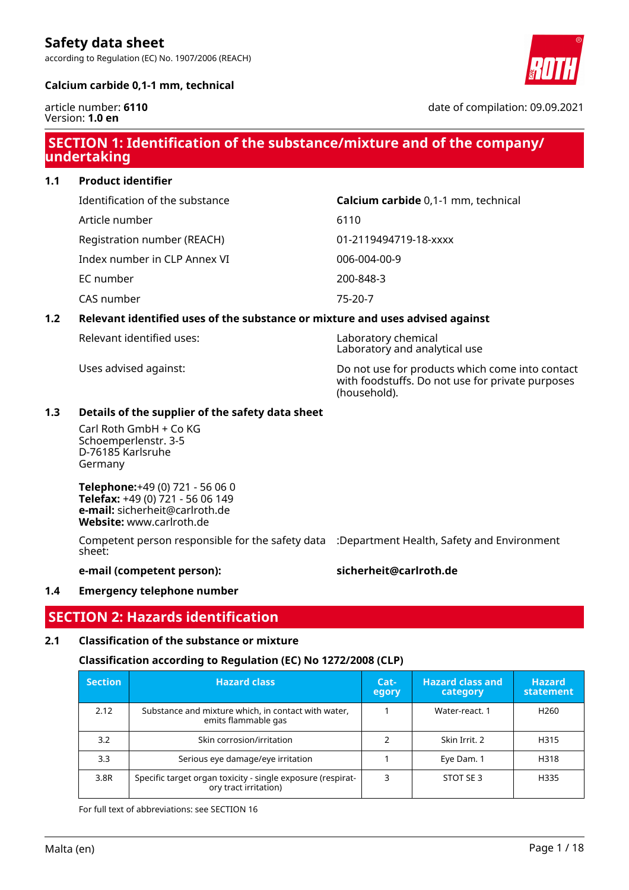# Safety data sheet

according to Regulation (EC) No. 1907/2006 (REACH)

**Calcium carbide 0,1-1 mm, technical**

article number: **6110**
Version: **1.0 en**

date of compilation: 09.09.2021

## SECTION 1: Identification of the substance/mixture and of the company/ undertaking

### 1.1 Product identifier

| | |
|---|---|
| Identification of the substance | **Calcium carbide** 0,1-1 mm, technical |
| Article number | 6110 |
| Registration number (REACH) | 01-2119494719-18-xxxx |
| Index number in CLP Annex VI | 006-004-00-9 |
| EC number | 200-848-3 |
| CAS number | 75-20-7 |

### 1.2 Relevant identified uses of the substance or mixture and uses advised against

| | |
|---|---|
| Relevant identified uses: | Laboratory chemical<br>Laboratory and analytical use |
| Uses advised against: | Do not use for products which come into contact with foodstuffs. Do not use for private purposes (household). |

### 1.3 Details of the supplier of the safety data sheet

Carl Roth GmbH + Co KG
Schoemperlenstr. 3-5
D-76185 Karlsruhe
Germany

**Telephone:**+49 (0) 721 - 56 06 0
**Telefax:** +49 (0) 721 - 56 06 149
**e-mail:** sicherheit@carlroth.de
**Website:** www.carlroth.de

Competent person responsible for the safety data sheet: :Department Health, Safety and Environment

**e-mail (competent person):** **sicherheit@carlroth.de**

### 1.4 Emergency telephone number

## SECTION 2: Hazards identification

### 2.1 Classification of the substance or mixture

**Classification according to Regulation (EC) No 1272/2008 (CLP)**

| Section | Hazard class | Category | Hazard class and category | Hazard statement |
|---|---|---|---|---|
| 2.12 | Substance and mixture which, in contact with water, emits flammable gas | 1 | Water-react. 1 | H260 |
| 3.2 | Skin corrosion/irritation | 2 | Skin Irrit. 2 | H315 |
| 3.3 | Serious eye damage/eye irritation | 1 | Eye Dam. 1 | H318 |
| 3.8R | Specific target organ toxicity - single exposure (respiratory tract irritation) | 3 | STOT SE 3 | H335 |

For full text of abbreviations: see SECTION 16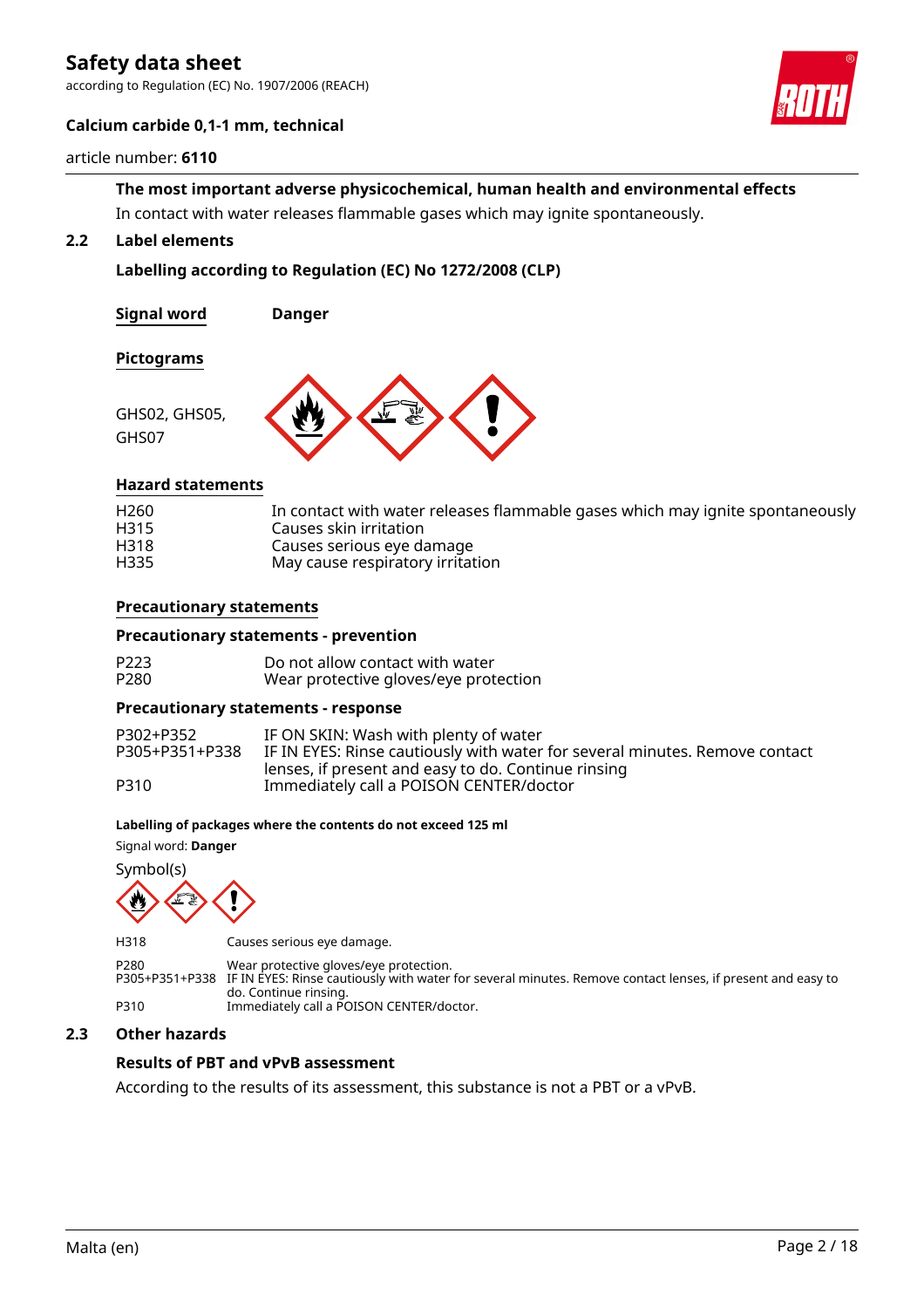**The most important adverse physicochemical, human health and environmental effects**

In contact with water releases flammable gases which may ignite spontaneously.

## 2.2 Label elements

### Labelling according to Regulation (EC) No 1272/2008 (CLP)

**Signal word** **Danger**

**Pictograms**

GHS02, GHS05, GHS07

**Hazard statements**

| | |
|---|---|
| H260 | In contact with water releases flammable gases which may ignite spontaneously |
| H315 | Causes skin irritation |
| H318 | Causes serious eye damage |
| H335 | May cause respiratory irritation |

**Precautionary statements**

**Precautionary statements - prevention**

| | |
|---|---|
| P223 | Do not allow contact with water |
| P280 | Wear protective gloves/eye protection |

**Precautionary statements - response**

| | |
|---|---|
| P302+P352 | IF ON SKIN: Wash with plenty of water |
| P305+P351+P338 | IF IN EYES: Rinse cautiously with water for several minutes. Remove contact lenses, if present and easy to do. Continue rinsing |
| P310 | Immediately call a POISON CENTER/doctor |

**Labelling of packages where the contents do not exceed 125 ml**

Signal word: **Danger**

Symbol(s)

| | |
|---|---|
| H318 | Causes serious eye damage. |
| P280 | Wear protective gloves/eye protection. |
| P305+P351+P338 | IF IN EYES: Rinse cautiously with water for several minutes. Remove contact lenses, if present and easy to do. Continue rinsing. |
| P310 | Immediately call a POISON CENTER/doctor. |

## 2.3 Other hazards

**Results of PBT and vPvB assessment**

According to the results of its assessment, this substance is not a PBT or a vPvB.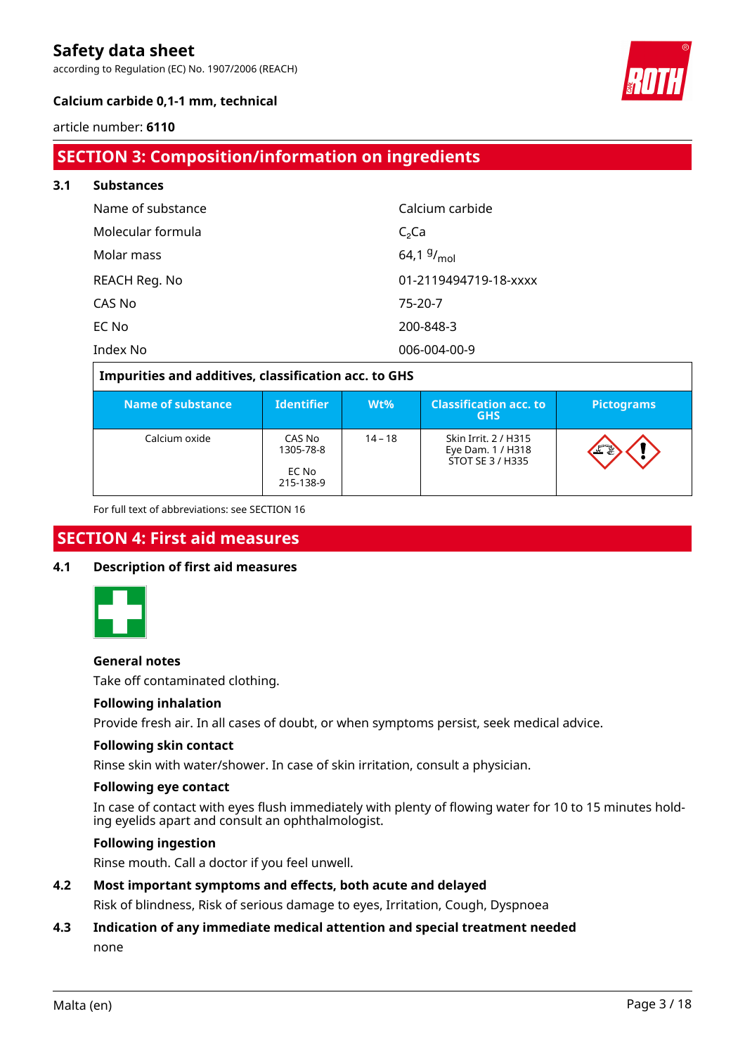## SECTION 3: Composition/information on ingredients

### 3.1 Substances

| | |
|---|---|
| Name of substance | Calcium carbide |
| Molecular formula | $C_2Ca$ |
| Molar mass | 64,1 $^{g}/_{mol}$ |
| REACH Reg. No | 01-2119494719-18-xxxx |
| CAS No | 75-20-7 |
| EC No | 200-848-3 |
| Index No | 006-004-00-9 |

**Impurities and additives, classification acc. to GHS**

| Name of substance | Identifier | Wt% | Classification acc. to GHS | Pictograms |
|---|---|---|---|---|
| Calcium oxide | CAS No 1305-78-8<br><br>EC No 215-138-9 | 14 – 18 | Skin Irrit. 2 / H315<br>Eye Dam. 1 / H318<br>STOT SE 3 / H335 | |

For full text of abbreviations: see SECTION 16

## SECTION 4: First aid measures

### 4.1 Description of first aid measures

**General notes**

Take off contaminated clothing.

**Following inhalation**

Provide fresh air. In all cases of doubt, or when symptoms persist, seek medical advice.

**Following skin contact**

Rinse skin with water/shower. In case of skin irritation, consult a physician.

**Following eye contact**

In case of contact with eyes flush immediately with plenty of flowing water for 10 to 15 minutes holding eyelids apart and consult an ophthalmologist.

**Following ingestion**

Rinse mouth. Call a doctor if you feel unwell.

### 4.2 Most important symptoms and effects, both acute and delayed

Risk of blindness, Risk of serious damage to eyes, Irritation, Cough, Dyspnoea

### 4.3 Indication of any immediate medical attention and special treatment needed

none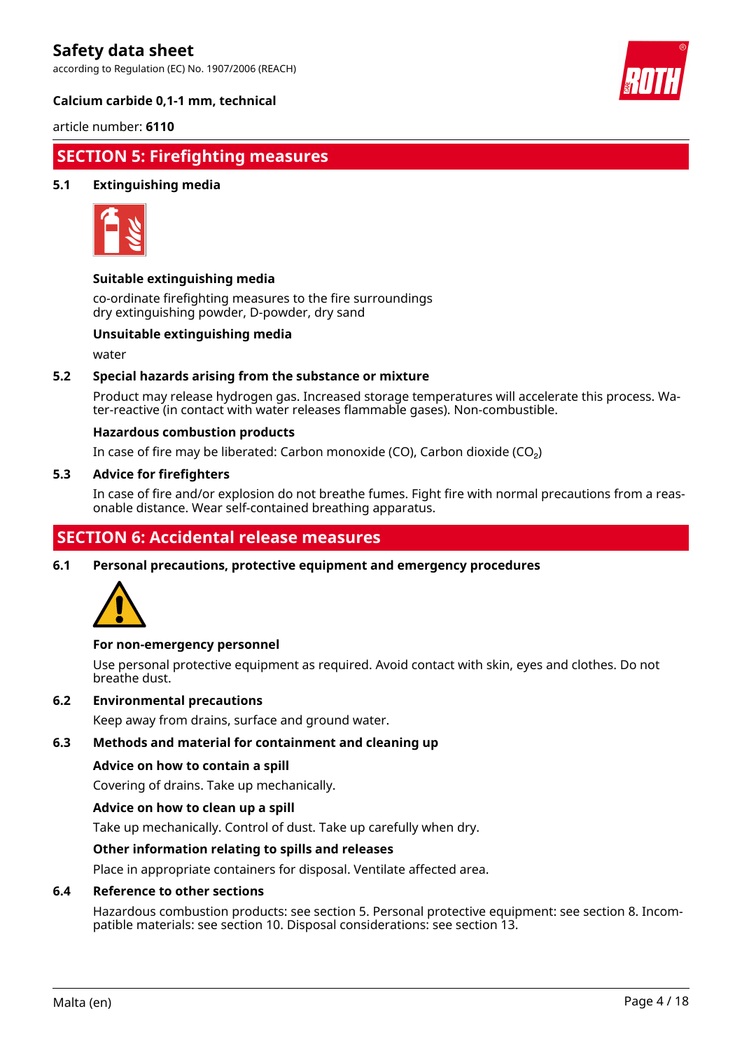## SECTION 5: Firefighting measures

### 5.1 Extinguishing media

**Suitable extinguishing media**

co-ordinate firefighting measures to the fire surroundings
dry extinguishing powder, D-powder, dry sand

**Unsuitable extinguishing media**

water

### 5.2 Special hazards arising from the substance or mixture

Product may release hydrogen gas. Increased storage temperatures will accelerate this process. Water-reactive (in contact with water releases flammable gases). Non-combustible.

**Hazardous combustion products**

In case of fire may be liberated: Carbon monoxide (CO), Carbon dioxide ($CO_2$)

### 5.3 Advice for firefighters

In case of fire and/or explosion do not breathe fumes. Fight fire with normal precautions from a reasonable distance. Wear self-contained breathing apparatus.

## SECTION 6: Accidental release measures

### 6.1 Personal precautions, protective equipment and emergency procedures

**For non-emergency personnel**

Use personal protective equipment as required. Avoid contact with skin, eyes and clothes. Do not breathe dust.

### 6.2 Environmental precautions

Keep away from drains, surface and ground water.

### 6.3 Methods and material for containment and cleaning up

**Advice on how to contain a spill**

Covering of drains. Take up mechanically.

**Advice on how to clean up a spill**

Take up mechanically. Control of dust. Take up carefully when dry.

**Other information relating to spills and releases**

Place in appropriate containers for disposal. Ventilate affected area.

### 6.4 Reference to other sections

Hazardous combustion products: see section 5. Personal protective equipment: see section 8. Incompatible materials: see section 10. Disposal considerations: see section 13.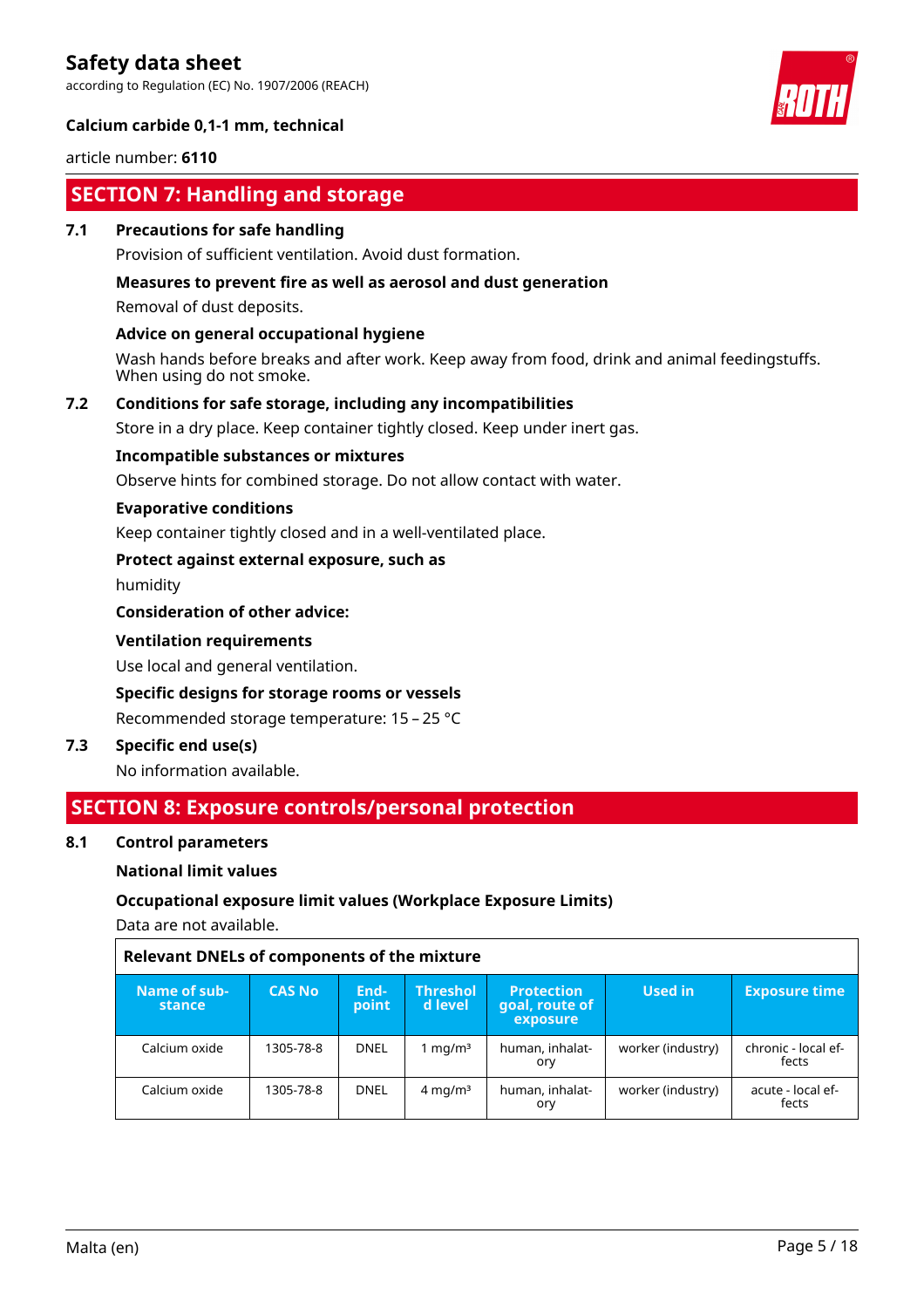## SECTION 7: Handling and storage

### 7.1 Precautions for safe handling

Provision of sufficient ventilation. Avoid dust formation.

**Measures to prevent fire as well as aerosol and dust generation**

Removal of dust deposits.

**Advice on general occupational hygiene**

Wash hands before breaks and after work. Keep away from food, drink and animal feedingstuffs. When using do not smoke.

### 7.2 Conditions for safe storage, including any incompatibilities

Store in a dry place. Keep container tightly closed. Keep under inert gas.

**Incompatible substances or mixtures**

Observe hints for combined storage. Do not allow contact with water.

**Evaporative conditions**

Keep container tightly closed and in a well-ventilated place.

**Protect against external exposure, such as**

humidity

**Consideration of other advice:**

**Ventilation requirements**

Use local and general ventilation.

**Specific designs for storage rooms or vessels**

Recommended storage temperature: 15 – 25 °C

### 7.3 Specific end use(s)

No information available.

## SECTION 8: Exposure controls/personal protection

### 8.1 Control parameters

**National limit values**

**Occupational exposure limit values (Workplace Exposure Limits)**

Data are not available.

**Relevant DNELs of components of the mixture**

| Name of substance | CAS No | End-point | Threshold level | Protection goal, route of exposure | Used in | Exposure time |
|---|---|---|---|---|---|---|
| Calcium oxide | 1305-78-8 | DNEL | 1 mg/m³ | human, inhalatory | worker (industry) | chronic - local effects |
| Calcium oxide | 1305-78-8 | DNEL | 4 mg/m³ | human, inhalatory | worker (industry) | acute - local effects |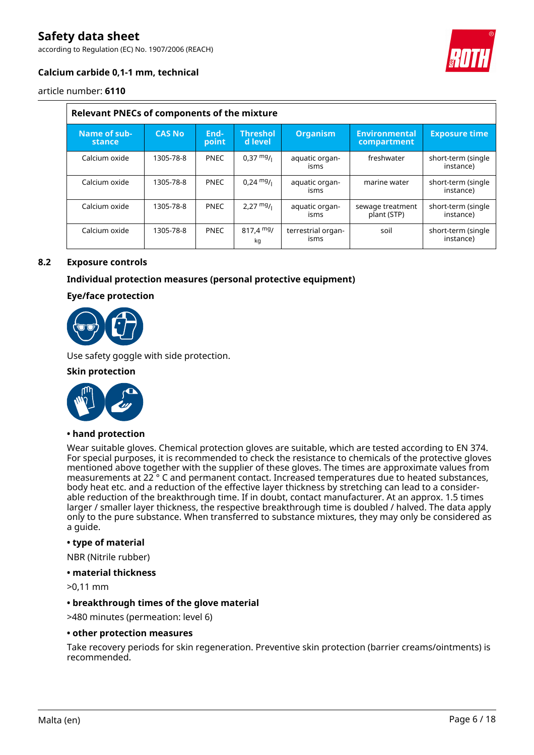| Relevant PNECs of components of the mixture | | | | | | |
|---|---|---|---|---|---|---|
| **Name of substance** | **CAS No** | **End-point** | **Threshold level** | **Organism** | **Environmental compartment** | **Exposure time** |
| Calcium oxide | 1305-78-8 | PNEC | 0,37 $^{mg}/_{l}$ | aquatic organisms | freshwater | short-term (single instance) |
| Calcium oxide | 1305-78-8 | PNEC | 0,24 $^{mg}/_{l}$ | aquatic organisms | marine water | short-term (single instance) |
| Calcium oxide | 1305-78-8 | PNEC | 2,27 $^{mg}/_{l}$ | aquatic organisms | sewage treatment plant (STP) | short-term (single instance) |
| Calcium oxide | 1305-78-8 | PNEC | 817,4 $^{mg}/_{kg}$ | terrestrial organisms | soil | short-term (single instance) |

## 8.2 Exposure controls

### Individual protection measures (personal protective equipment)

#### Eye/face protection

Use safety goggle with side protection.

#### Skin protection

**• hand protection**

Wear suitable gloves. Chemical protection gloves are suitable, which are tested according to EN 374. For special purposes, it is recommended to check the resistance to chemicals of the protective gloves mentioned above together with the supplier of these gloves. The times are approximate values from measurements at 22 ° C and permanent contact. Increased temperatures due to heated substances, body heat etc. and a reduction of the effective layer thickness by stretching can lead to a considerable reduction of the breakthrough time. If in doubt, contact manufacturer. At an approx. 1.5 times larger / smaller layer thickness, the respective breakthrough time is doubled / halved. The data apply only to the pure substance. When transferred to substance mixtures, they may only be considered as a guide.

**• type of material**

NBR (Nitrile rubber)

**• material thickness**

>0,11 mm

**• breakthrough times of the glove material**

>480 minutes (permeation: level 6)

**• other protection measures**

Take recovery periods for skin regeneration. Preventive skin protection (barrier creams/ointments) is recommended.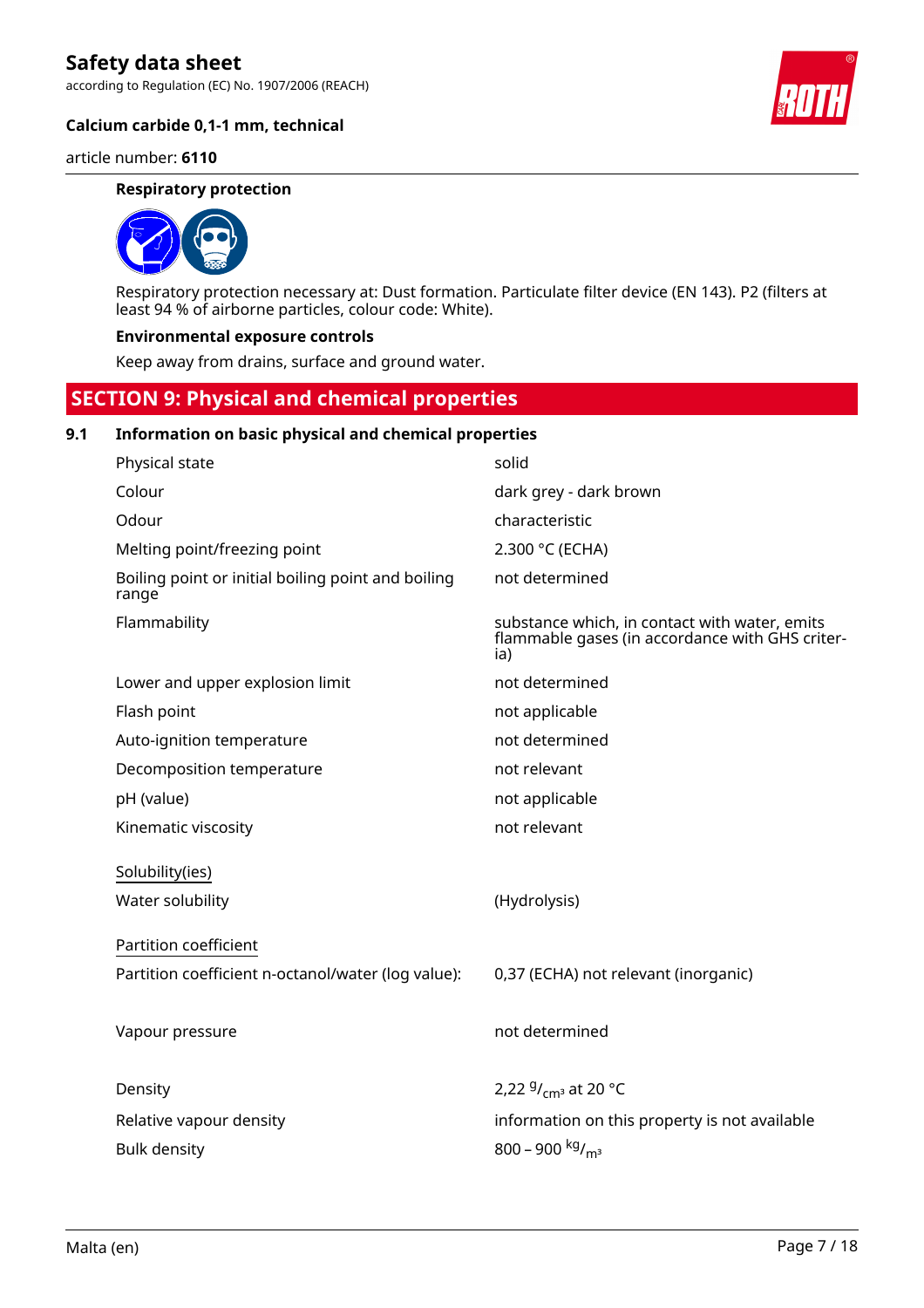#### Respiratory protection

Respiratory protection necessary at: Dust formation. Particulate filter device (EN 143). P2 (filters at least 94 % of airborne particles, colour code: White).

#### Environmental exposure controls

Keep away from drains, surface and ground water.

## SECTION 9: Physical and chemical properties

### 9.1 Information on basic physical and chemical properties

| | |
|---|---|
| Physical state | solid |
| Colour | dark grey - dark brown |
| Odour | characteristic |
| Melting point/freezing point | 2.300 °C (ECHA) |
| Boiling point or initial boiling point and boiling range | not determined |
| Flammability | substance which, in contact with water, emits flammable gases (in accordance with GHS criteria) |
| Lower and upper explosion limit | not determined |
| Flash point | not applicable |
| Auto-ignition temperature | not determined |
| Decomposition temperature | not relevant |
| pH (value) | not applicable |
| Kinematic viscosity | not relevant |

Solubility(ies)

| | |
|---|---|
| Water solubility | (Hydrolysis) |

Partition coefficient

| | |
|---|---|
| Partition coefficient n-octanol/water (log value): | 0,37 (ECHA) not relevant (inorganic) |
| Vapour pressure | not determined |
| Density | 2,22 $^{g}/_{cm^3}$ at 20 °C |
| Relative vapour density | information on this property is not available |
| Bulk density | 800 – 900 $^{kg}/_{m^3}$ |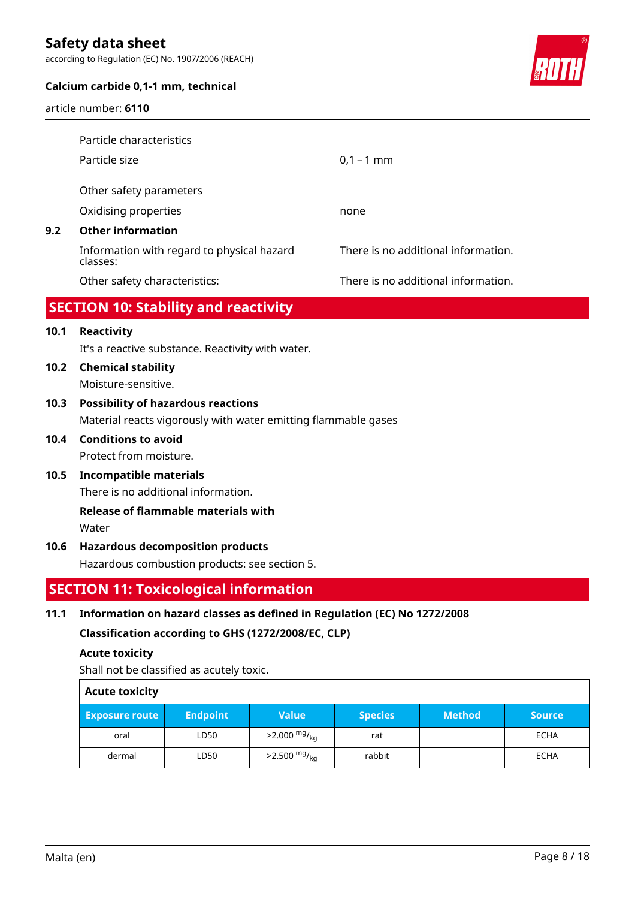Particle characteristics

| | |
|---|---|
| Particle size | 0,1 – 1 mm |

Other safety parameters

| | |
|---|---|
| Oxidising properties | none |

**9.2 Other information**

| | |
|---|---|
| Information with regard to physical hazard classes: | There is no additional information. |
| Other safety characteristics: | There is no additional information. |

## SECTION 10: Stability and reactivity

**10.1 Reactivity**

It's a reactive substance. Reactivity with water.

**10.2 Chemical stability**

Moisture-sensitive.

**10.3 Possibility of hazardous reactions**

Material reacts vigorously with water emitting flammable gases

**10.4 Conditions to avoid**

Protect from moisture.

**10.5 Incompatible materials**

There is no additional information.

**Release of flammable materials with**

Water

**10.6 Hazardous decomposition products**

Hazardous combustion products: see section 5.

## SECTION 11: Toxicological information

**11.1 Information on hazard classes as defined in Regulation (EC) No 1272/2008**

**Classification according to GHS (1272/2008/EC, CLP)**

**Acute toxicity**

Shall not be classified as acutely toxic.

| Acute toxicity | | | | | |
|---|---|---|---|---|---|
| **Exposure route** | **Endpoint** | **Value** | **Species** | **Method** | **Source** |
| oral | LD50 | >2.000 $^{mg}/_{kg}$ | rat | | ECHA |
| dermal | LD50 | >2.500 $^{mg}/_{kg}$ | rabbit | | ECHA |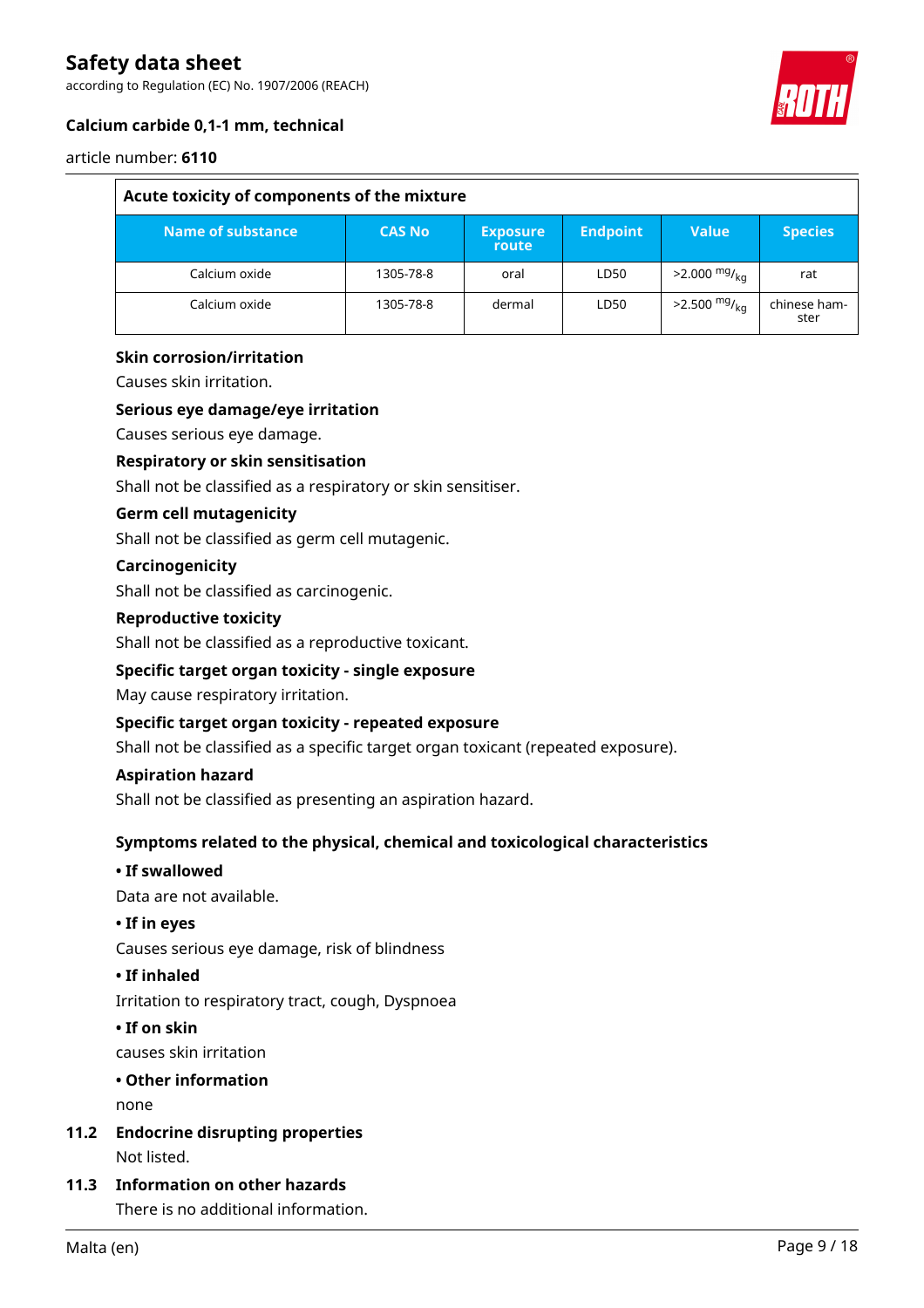| Acute toxicity of components of the mixture | | | | | |
|---|---|---|---|---|---|
| Name of substance | CAS No | Exposure route | Endpoint | Value | Species |
| Calcium oxide | 1305-78-8 | oral | LD50 | >2.000 $^{mg}/_{kg}$ | rat |
| Calcium oxide | 1305-78-8 | dermal | LD50 | >2.500 $^{mg}/_{kg}$ | chinese hamster |

**Skin corrosion/irritation**

Causes skin irritation.

**Serious eye damage/eye irritation**

Causes serious eye damage.

**Respiratory or skin sensitisation**

Shall not be classified as a respiratory or skin sensitiser.

**Germ cell mutagenicity**

Shall not be classified as germ cell mutagenic.

**Carcinogenicity**

Shall not be classified as carcinogenic.

**Reproductive toxicity**

Shall not be classified as a reproductive toxicant.

**Specific target organ toxicity - single exposure**

May cause respiratory irritation.

**Specific target organ toxicity - repeated exposure**

Shall not be classified as a specific target organ toxicant (repeated exposure).

**Aspiration hazard**

Shall not be classified as presenting an aspiration hazard.

**Symptoms related to the physical, chemical and toxicological characteristics**

- **If swallowed**

Data are not available.

- **If in eyes**

Causes serious eye damage, risk of blindness

- **If inhaled**

Irritation to respiratory tract, cough, Dyspnoea

- **If on skin**

causes skin irritation

- **Other information**

none

## 11.2 Endocrine disrupting properties

Not listed.

## 11.3 Information on other hazards

There is no additional information.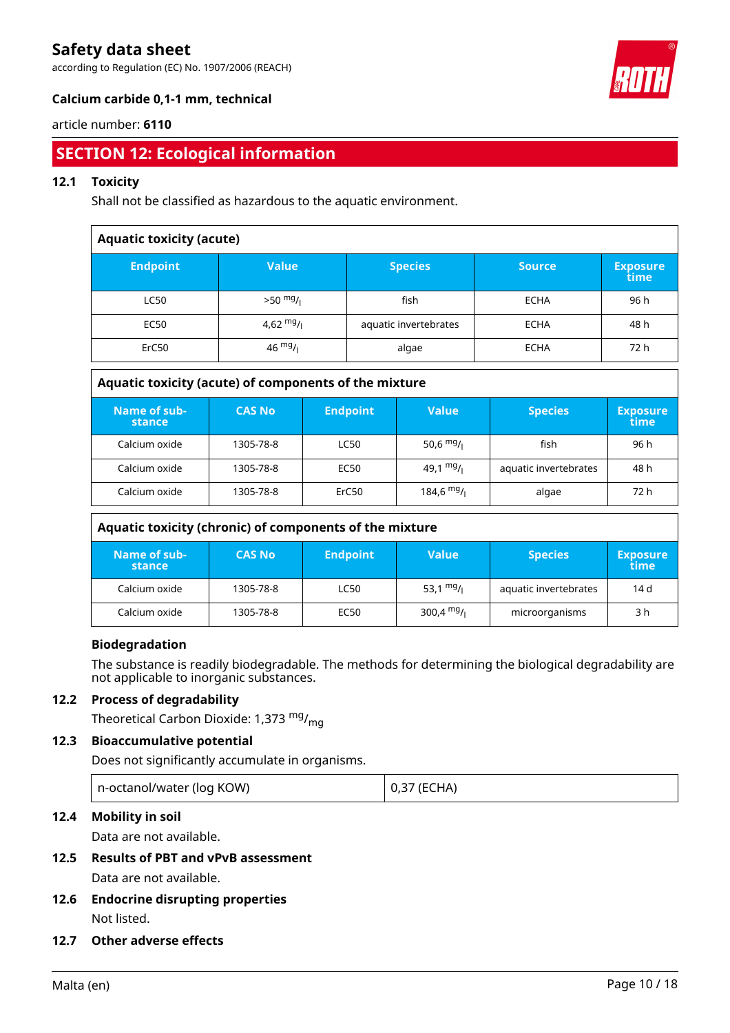## SECTION 12: Ecological information

### 12.1 Toxicity

Shall not be classified as hazardous to the aquatic environment.

**Aquatic toxicity (acute)**

| Endpoint | Value | Species | Source | Exposure time |
|---|---|---|---|---|
| LC50 | >50 $^{mg}/_{l}$ | fish | ECHA | 96 h |
| EC50 | 4,62 $^{mg}/_{l}$ | aquatic invertebrates | ECHA | 48 h |
| ErC50 | 46 $^{mg}/_{l}$ | algae | ECHA | 72 h |

**Aquatic toxicity (acute) of components of the mixture**

| Name of substance | CAS No | Endpoint | Value | Species | Exposure time |
|---|---|---|---|---|---|
| Calcium oxide | 1305-78-8 | LC50 | 50,6 $^{mg}/_{l}$ | fish | 96 h |
| Calcium oxide | 1305-78-8 | EC50 | 49,1 $^{mg}/_{l}$ | aquatic invertebrates | 48 h |
| Calcium oxide | 1305-78-8 | ErC50 | 184,6 $^{mg}/_{l}$ | algae | 72 h |

**Aquatic toxicity (chronic) of components of the mixture**

| Name of substance | CAS No | Endpoint | Value | Species | Exposure time |
|---|---|---|---|---|---|
| Calcium oxide | 1305-78-8 | LC50 | 53,1 $^{mg}/_{l}$ | aquatic invertebrates | 14 d |
| Calcium oxide | 1305-78-8 | EC50 | 300,4 $^{mg}/_{l}$ | microorganisms | 3 h |

**Biodegradation**

The substance is readily biodegradable. The methods for determining the biological degradability are not applicable to inorganic substances.

### 12.2 Process of degradability

Theoretical Carbon Dioxide: 1,373 $^{mg}/_{mg}$

### 12.3 Bioaccumulative potential

Does not significantly accumulate in organisms.

| n-octanol/water (log KOW) | 0,37 (ECHA) |
|---|---|

### 12.4 Mobility in soil

Data are not available.

### 12.5 Results of PBT and vPvB assessment

Data are not available.

### 12.6 Endocrine disrupting properties

Not listed.

### 12.7 Other adverse effects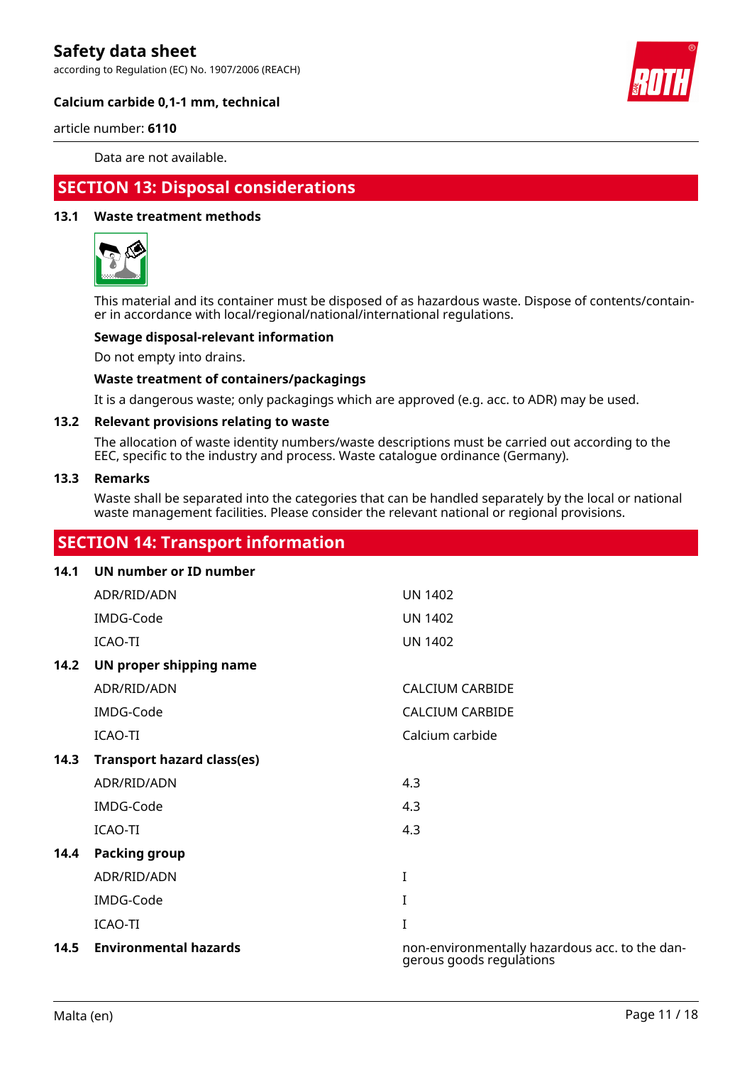Data are not available.

## SECTION 13: Disposal considerations

### 13.1 Waste treatment methods

This material and its container must be disposed of as hazardous waste. Dispose of contents/container in accordance with local/regional/national/international regulations.

**Sewage disposal-relevant information**

Do not empty into drains.

**Waste treatment of containers/packagings**

It is a dangerous waste; only packagings which are approved (e.g. acc. to ADR) may be used.

### 13.2 Relevant provisions relating to waste

The allocation of waste identity numbers/waste descriptions must be carried out according to the EEC, specific to the industry and process. Waste catalogue ordinance (Germany).

### 13.3 Remarks

Waste shall be separated into the categories that can be handled separately by the local or national waste management facilities. Please consider the relevant national or regional provisions.

## SECTION 14: Transport information

| | | |
|---|---|---|
| **14.1** | **UN number or ID number** | |
| | ADR/RID/ADN | UN 1402 |
| | IMDG-Code | UN 1402 |
| | ICAO-TI | UN 1402 |
| **14.2** | **UN proper shipping name** | |
| | ADR/RID/ADN | CALCIUM CARBIDE |
| | IMDG-Code | CALCIUM CARBIDE |
| | ICAO-TI | Calcium carbide |
| **14.3** | **Transport hazard class(es)** | |
| | ADR/RID/ADN | 4.3 |
| | IMDG-Code | 4.3 |
| | ICAO-TI | 4.3 |
| **14.4** | **Packing group** | |
| | ADR/RID/ADN | I |
| | IMDG-Code | I |
| | ICAO-TI | I |
| **14.5** | **Environmental hazards** | non-environmentally hazardous acc. to the dangerous goods regulations |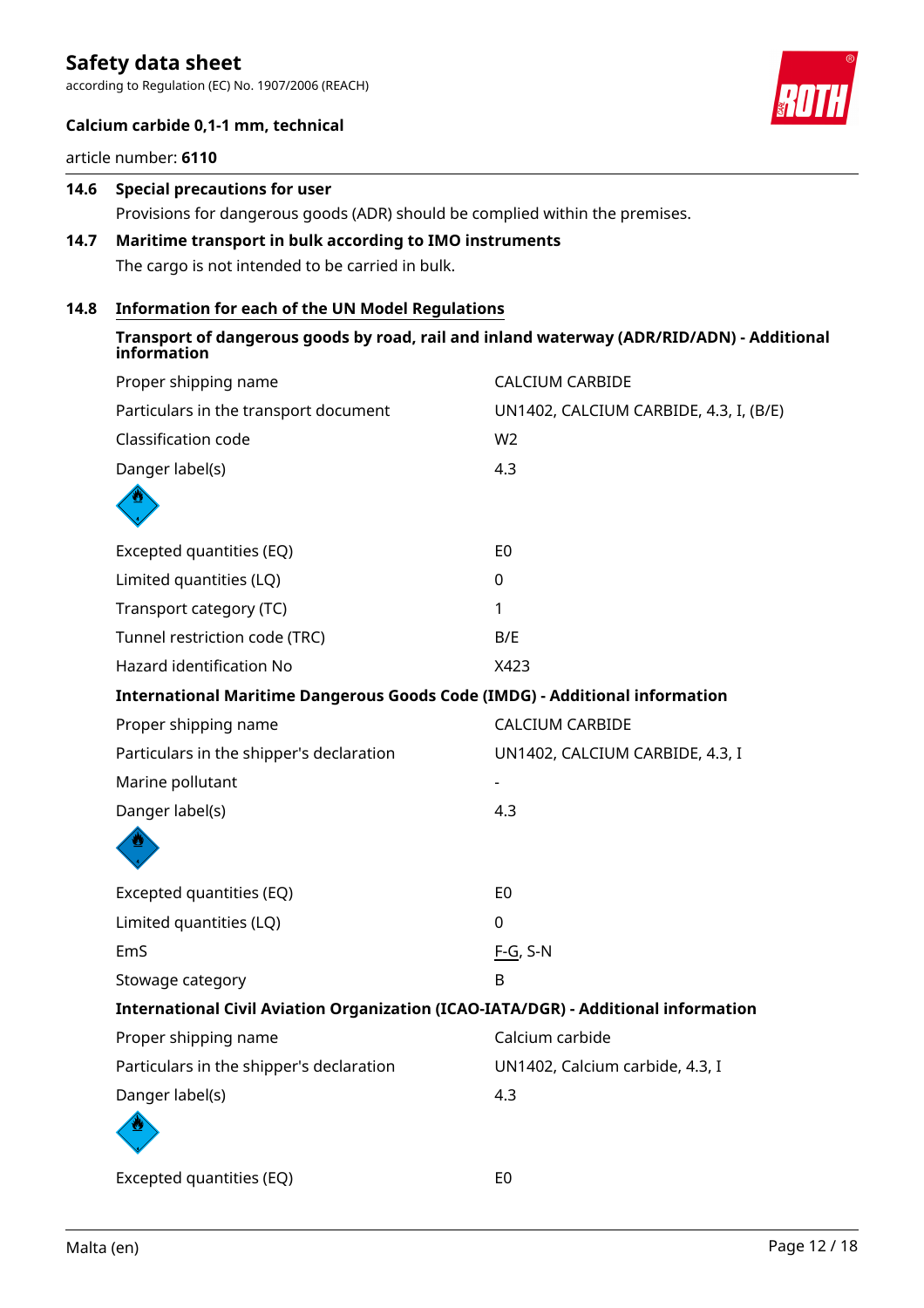### 14.6 Special precautions for user

Provisions for dangerous goods (ADR) should be complied within the premises.

### 14.7 Maritime transport in bulk according to IMO instruments

The cargo is not intended to be carried in bulk.

### 14.8 Information for each of the UN Model Regulations

**Transport of dangerous goods by road, rail and inland waterway (ADR/RID/ADN) - Additional information**

| | |
|---|---|
| Proper shipping name | CALCIUM CARBIDE |
| Particulars in the transport document | UN1402, CALCIUM CARBIDE, 4.3, I, (B/E) |
| Classification code | W2 |
| Danger label(s) | 4.3 |
| Excepted quantities (EQ) | E0 |
| Limited quantities (LQ) | 0 |
| Transport category (TC) | 1 |
| Tunnel restriction code (TRC) | B/E |
| Hazard identification No | X423 |

**International Maritime Dangerous Goods Code (IMDG) - Additional information**

| | |
|---|---|
| Proper shipping name | CALCIUM CARBIDE |
| Particulars in the shipper's declaration | UN1402, CALCIUM CARBIDE, 4.3, I |
| Marine pollutant | - |
| Danger label(s) | 4.3 |
| Excepted quantities (EQ) | E0 |
| Limited quantities (LQ) | 0 |
| EmS | F-G, S-N |
| Stowage category | B |

**International Civil Aviation Organization (ICAO-IATA/DGR) - Additional information**

| | |
|---|---|
| Proper shipping name | Calcium carbide |
| Particulars in the shipper's declaration | UN1402, Calcium carbide, 4.3, I |
| Danger label(s) | 4.3 |
| Excepted quantities (EQ) | E0 |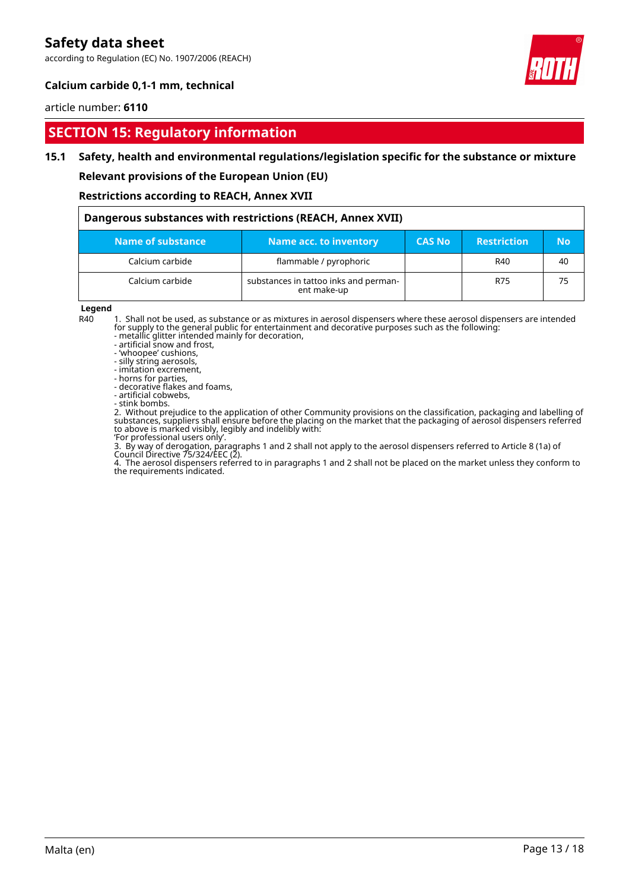## SECTION 15: Regulatory information

### 15.1 Safety, health and environmental regulations/legislation specific for the substance or mixture

**Relevant provisions of the European Union (EU)**

**Restrictions according to REACH, Annex XVII**

**Dangerous substances with restrictions (REACH, Annex XVII)**

| Name of substance | Name acc. to inventory | CAS No | Restriction | No |
|---|---|---|---|---|
| Calcium carbide | flammable / pyrophoric | | R40 | 40 |
| Calcium carbide | substances in tattoo inks and permanent make-up | | R75 | 75 |

**Legend**

R40 1. Shall not be used, as substance or as mixtures in aerosol dispensers where these aerosol dispensers are intended for supply to the general public for entertainment and decorative purposes such as the following:
- metallic glitter intended mainly for decoration,
- artificial snow and frost,
- 'whoopee' cushions,
- silly string aerosols,
- imitation excrement,
- horns for parties,
- decorative flakes and foams,
- artificial cobwebs,
- stink bombs.

2. Without prejudice to the application of other Community provisions on the classification, packaging and labelling of substances, suppliers shall ensure before the placing on the market that the packaging of aerosol dispensers referred to above is marked visibly, legibly and indelibly with:
'For professional users only'.

3. By way of derogation, paragraphs 1 and 2 shall not apply to the aerosol dispensers referred to Article 8 (1a) of Council Directive 75/324/EEC (2).

4. The aerosol dispensers referred to in paragraphs 1 and 2 shall not be placed on the market unless they conform to the requirements indicated.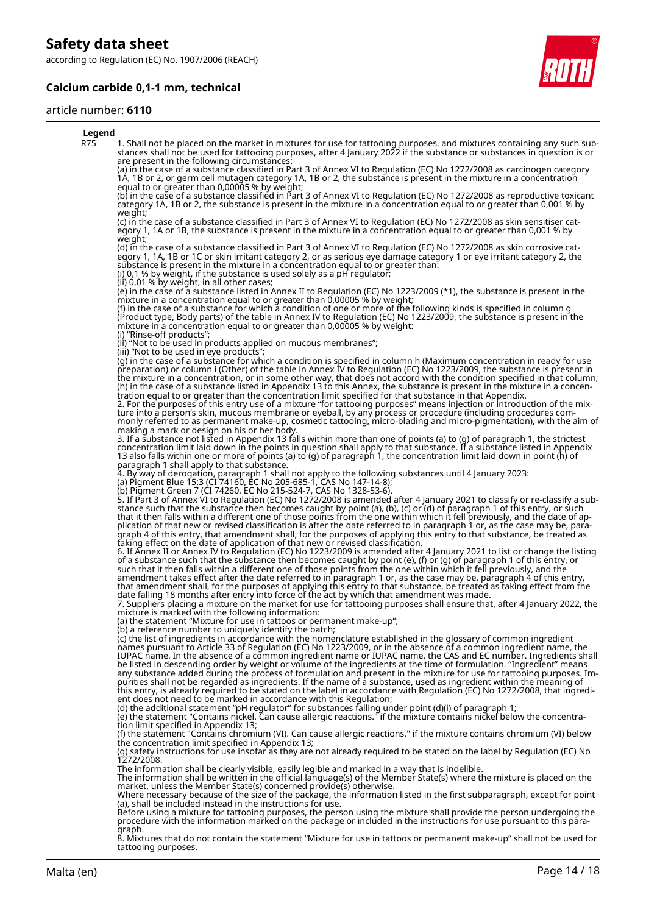**Legend**

| | |
|---|---|
| R75 | 1. Shall not be placed on the market in mixtures for use for tattooing purposes, and mixtures containing any such substances shall not be used for tattooing purposes, after 4 January 2022 if the substance or substances in question is or are present in the following circumstances: (a) in the case of a substance classified in Part 3 of Annex VI to Regulation (EC) No 1272/2008 as carcinogen category 1A, 1B or 2, or germ cell mutagen category 1A, 1B or 2, the substance is present in the mixture in a concentration equal to or greater than 0,00005 % by weight; (b) in the case of a substance classified in Part 3 of Annex VI to Regulation (EC) No 1272/2008 as reproductive toxicant category 1A, 1B or 2, the substance is present in the mixture in a concentration equal to or greater than 0,001 % by weight; (c) in the case of a substance classified in Part 3 of Annex VI to Regulation (EC) No 1272/2008 as skin sensitiser category 1, 1A or 1B, the substance is present in the mixture in a concentration equal to or greater than 0,001 % by weight; (d) in the case of a substance classified in Part 3 of Annex VI to Regulation (EC) No 1272/2008 as skin corrosive category 1, 1A, 1B or 1C or skin irritant category 2, or as serious eye damage category 1 or eye irritant category 2, the substance is present in the mixture in a concentration equal to or greater than: (i) 0,1 % by weight, if the substance is used solely as a pH regulator; (ii) 0,01 % by weight, in all other cases; (e) in the case of a substance listed in Annex II to Regulation (EC) No 1223/2009 (*1), the substance is present in the mixture in a concentration equal to or greater than 0,00005 % by weight; (f) in the case of a substance for which a condition of one or more of the following kinds is specified in column g (Product type, Body parts) of the table in Annex IV to Regulation (EC) No 1223/2009, the substance is present in the mixture in a concentration equal to or greater than 0,00005 % by weight: (i) "Rinse-off products"; (ii) "Not to be used in products applied on mucous membranes"; (iii) "Not to be used in eye products"; (g) in the case of a substance for which a condition is specified in column h (Maximum concentration in ready for use preparation) or column i (Other) of the table in Annex IV to Regulation (EC) No 1223/2009, the substance is present in the mixture in a concentration, or in some other way, that does not accord with the condition specified in that column; (h) in the case of a substance listed in Appendix 13 to this Annex, the substance is present in the mixture in a concentration equal to or greater than the concentration limit specified for that substance in that Appendix. 2. For the purposes of this entry use of a mixture "for tattooing purposes" means injection or introduction of the mixture into a person's skin, mucous membrane or eyeball, by any process or procedure (including procedures commonly referred to as permanent make-up, cosmetic tattooing, micro-blading and micro-pigmentation), with the aim of making a mark or design on his or her body. 3. If a substance not listed in Appendix 13 falls within more than one of points (a) to (g) of paragraph 1, the strictest concentration limit laid down in the points in question shall apply to that substance. If a substance listed in Appendix 13 also falls within one or more of points (a) to (g) of paragraph 1, the concentration limit laid down in point (h) of paragraph 1 shall apply to that substance. 4. By way of derogation, paragraph 1 shall not apply to the following substances until 4 January 2023: (a) Pigment Blue 15:3 (CI 74160, EC No 205-685-1, CAS No 147-14-8); (b) Pigment Green 7 (CI 74260, EC No 215-524-7, CAS No 1328-53-6). 5. If Part 3 of Annex VI to Regulation (EC) No 1272/2008 is amended after 4 January 2021 to classify or re-classify a substance such that the substance then becomes caught by point (a), (b), (c) or (d) of paragraph 1 of this entry, or such that it then falls within a different one of those points from the one within which it fell previously, and the date of application of that new or revised classification is after the date referred to in paragraph 1 or, as the case may be, paragraph 4 of this entry, that amendment shall, for the purposes of applying this entry to that substance, be treated as taking effect on the date of application of that new or revised classification. 6. If Annex II or Annex IV to Regulation (EC) No 1223/2009 is amended after 4 January 2021 to list or change the listing of a substance such that the substance then becomes caught by point (e), (f) or (g) of paragraph 1 of this entry, or such that it then falls within a different one of those points from the one within which it fell previously, and the amendment takes effect after the date referred to in paragraph 1 or, as the case may be, paragraph 4 of this entry, that amendment shall, for the purposes of applying this entry to that substance, be treated as taking effect from the date falling 18 months after entry into force of the act by which that amendment was made. 7. Suppliers placing a mixture on the market for use for tattooing purposes shall ensure that, after 4 January 2022, the mixture is marked with the following information: (a) the statement "Mixture for use in tattoos or permanent make-up"; (b) a reference number to uniquely identify the batch; (c) the list of ingredients in accordance with the nomenclature established in the glossary of common ingredient names pursuant to Article 33 of Regulation (EC) No 1223/2009, or in the absence of a common ingredient name, the IUPAC name. In the absence of a common ingredient name or IUPAC name, the CAS and EC number. Ingredients shall be listed in descending order by weight or volume of the ingredients at the time of formulation. "Ingredient" means any substance added during the process of formulation and present in the mixture for use for tattooing purposes. Impurities shall not be regarded as ingredients. If the name of a substance, used as ingredient within the meaning of this entry, is already required to be stated on the label in accordance with Regulation (EC) No 1272/2008, that ingredient does not need to be marked in accordance with this Regulation; (d) the additional statement "pH regulator" for substances falling under point (d)(i) of paragraph 1; (e) the statement "Contains nickel. Can cause allergic reactions." if the mixture contains nickel below the concentration limit specified in Appendix 13; (f) the statement "Contains chromium (VI). Can cause allergic reactions." if the mixture contains chromium (VI) below the concentration limit specified in Appendix 13; (g) safety instructions for use insofar as they are not already required to be stated on the label by Regulation (EC) No 1272/2008. The information shall be clearly visible, easily legible and marked in a way that is indelible. The information shall be written in the official language(s) of the Member State(s) where the mixture is placed on the market, unless the Member State(s) concerned provide(s) otherwise. Where necessary because of the size of the package, the information listed in the first subparagraph, except for point (a), shall be included instead in the instructions for use. Before using a mixture for tattooing purposes, the person using the mixture shall provide the person undergoing the procedure with the information marked on the package or included in the instructions for use pursuant to this paragraph. 8. Mixtures that do not contain the statement "Mixture for use in tattoos or permanent make-up" shall not be used for tattooing purposes. |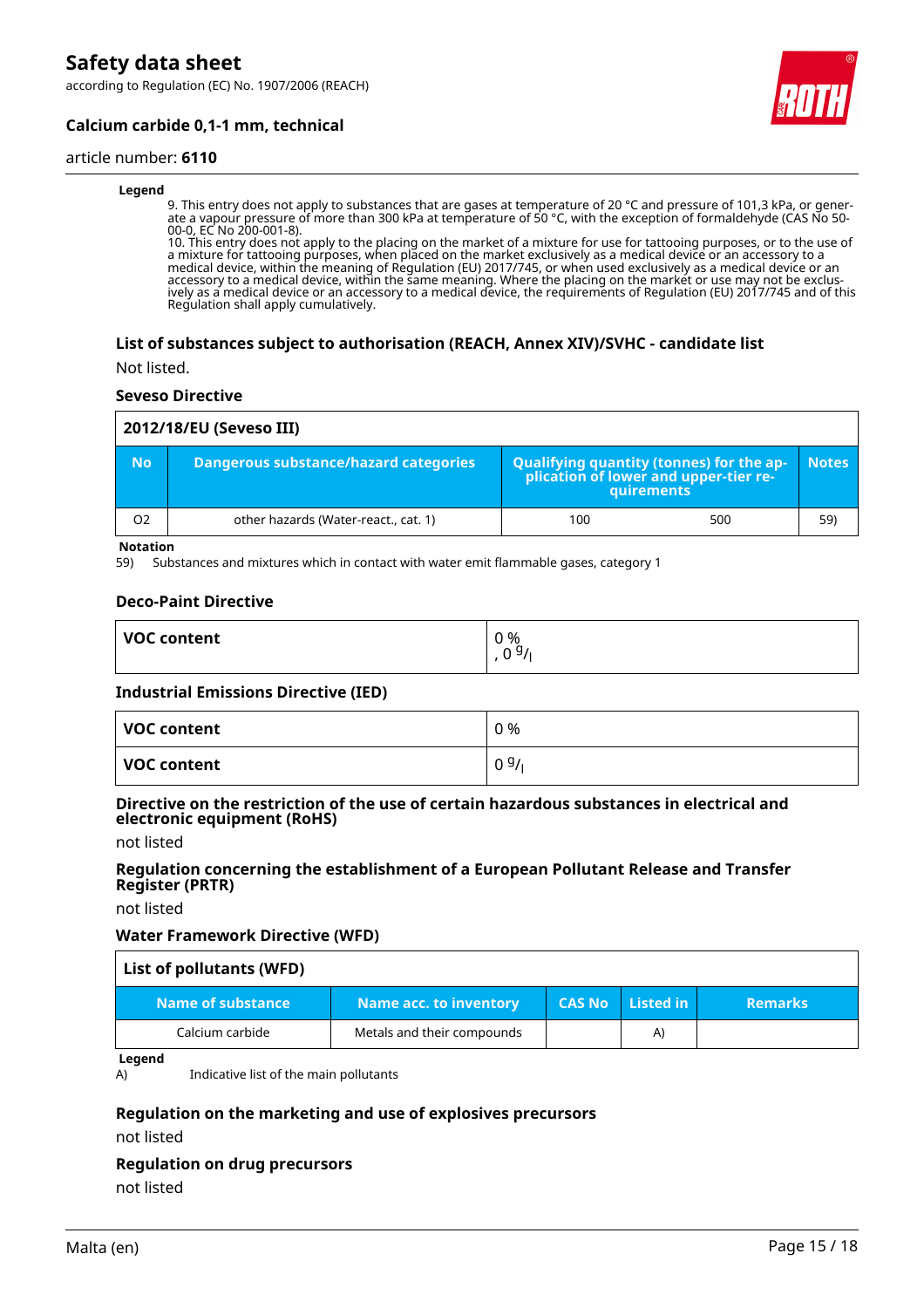**Legend**

9. This entry does not apply to substances that are gases at temperature of 20 °C and pressure of 101,3 kPa, or generate a vapour pressure of more than 300 kPa at temperature of 50 °C, with the exception of formaldehyde (CAS No 50-00-0, EC No 200-001-8).
10. This entry does not apply to the placing on the market of a mixture for use for tattooing purposes, or to the use of a mixture for tattooing purposes, when placed on the market exclusively as a medical device or an accessory to a medical device, within the meaning of Regulation (EU) 2017/745, or when used exclusively as a medical device or an accessory to a medical device, within the same meaning. Where the placing on the market or use may not be exclusively as a medical device or an accessory to a medical device, the requirements of Regulation (EU) 2017/745 and of this Regulation shall apply cumulatively.

### List of substances subject to authorisation (REACH, Annex XIV)/SVHC - candidate list

Not listed.

### Seveso Directive

| 2012/18/EU (Seveso III) | | | | |
|---|---|---|---|---|
| **No** | **Dangerous substance/hazard categories** | **Qualifying quantity (tonnes) for the application of lower and upper-tier requirements** | | **Notes** |
| O2 | other hazards (Water-react., cat. 1) | 100 | 500 | 59) |

**Notation**

59) Substances and mixtures which in contact with water emit flammable gases, category 1

### Deco-Paint Directive

| VOC content | 0 %<br>, 0 g/l |
|---|---|

### Industrial Emissions Directive (IED)

| VOC content | 0 % |
|---|---|
| VOC content | 0 g/l |

### Directive on the restriction of the use of certain hazardous substances in electrical and electronic equipment (RoHS)

not listed

### Regulation concerning the establishment of a European Pollutant Release and Transfer Register (PRTR)

not listed

### Water Framework Directive (WFD)

| List of pollutants (WFD) | | | | |
|---|---|---|---|---|
| **Name of substance** | **Name acc. to inventory** | **CAS No** | **Listed in** | **Remarks** |
| Calcium carbide | Metals and their compounds | | A) | |

**Legend**

A) Indicative list of the main pollutants

### Regulation on the marketing and use of explosives precursors

not listed

### Regulation on drug precursors

not listed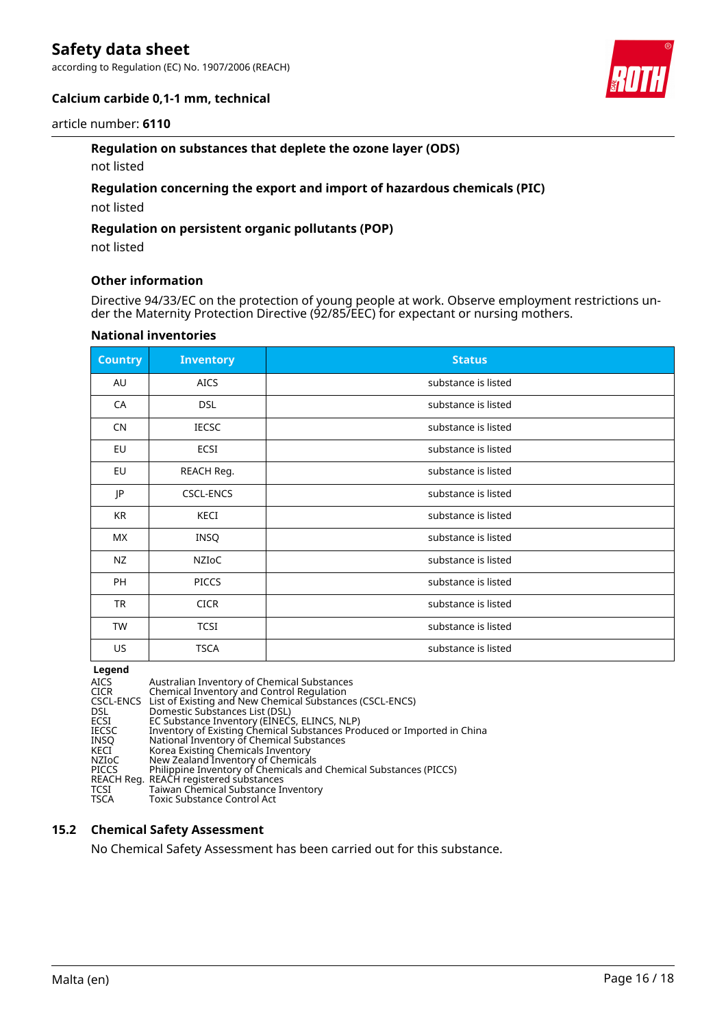#### Regulation on substances that deplete the ozone layer (ODS)

not listed

#### Regulation concerning the export and import of hazardous chemicals (PIC)

not listed

#### Regulation on persistent organic pollutants (POP)

not listed

#### Other information

Directive 94/33/EC on the protection of young people at work. Observe employment restrictions under the Maternity Protection Directive (92/85/EEC) for expectant or nursing mothers.

#### National inventories

| Country | Inventory | Status |
|---|---|---|
| AU | AICS | substance is listed |
| CA | DSL | substance is listed |
| CN | IECSC | substance is listed |
| EU | ECSI | substance is listed |
| EU | REACH Reg. | substance is listed |
| JP | CSCL-ENCS | substance is listed |
| KR | KECI | substance is listed |
| MX | INSQ | substance is listed |
| NZ | NZIoC | substance is listed |
| PH | PICCS | substance is listed |
| TR | CICR | substance is listed |
| TW | TCSI | substance is listed |
| US | TSCA | substance is listed |

**Legend**

| | |
|---|---|
| AICS | Australian Inventory of Chemical Substances |
| CICR | Chemical Inventory and Control Regulation |
| CSCL-ENCS | List of Existing and New Chemical Substances (CSCL-ENCS) |
| DSL | Domestic Substances List (DSL) |
| ECSI | EC Substance Inventory (EINECS, ELINCS, NLP) |
| IECSC | Inventory of Existing Chemical Substances Produced or Imported in China |
| INSQ | National Inventory of Chemical Substances |
| KECI | Korea Existing Chemicals Inventory |
| NZIoC | New Zealand Inventory of Chemicals |
| PICCS | Philippine Inventory of Chemicals and Chemical Substances (PICCS) |
| REACH Reg. | REACH registered substances |
| TCSI | Taiwan Chemical Substance Inventory |
| TSCA | Toxic Substance Control Act |

### 15.2 Chemical Safety Assessment

No Chemical Safety Assessment has been carried out for this substance.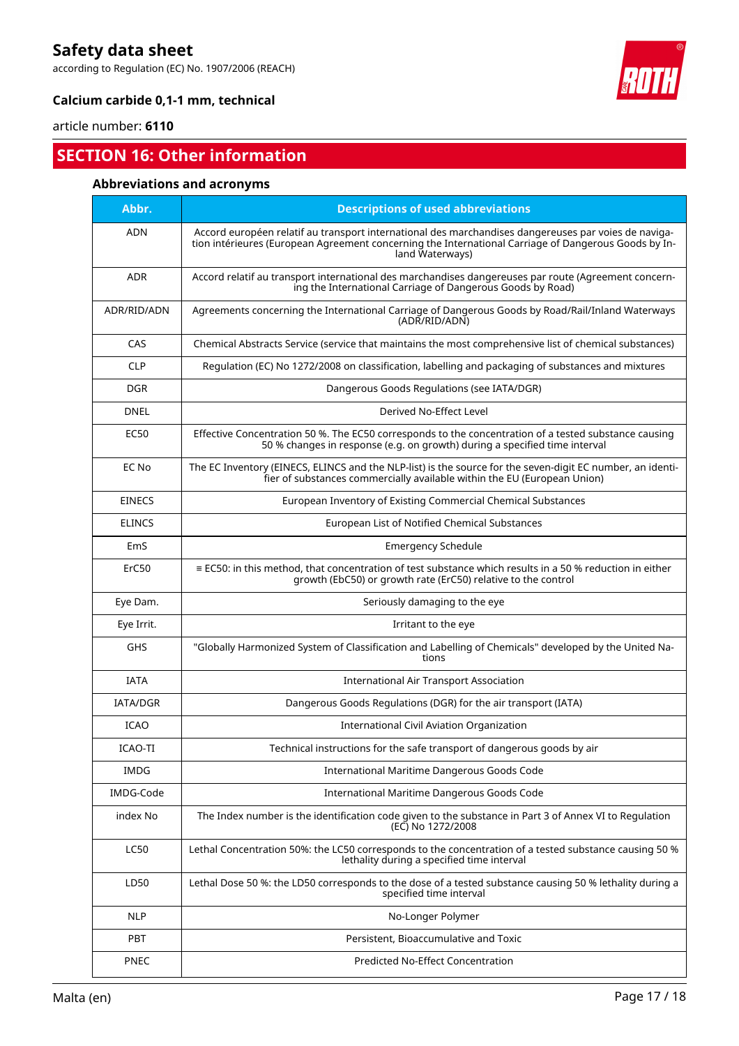## SECTION 16: Other information

### Abbreviations and acronyms

| Abbr. | Descriptions of used abbreviations |
|---|---|
| ADN | Accord européen relatif au transport international des marchandises dangereuses par voies de navigation intérieures (European Agreement concerning the International Carriage of Dangerous Goods by Inland Waterways) |
| ADR | Accord relatif au transport international des marchandises dangereuses par route (Agreement concerning the International Carriage of Dangerous Goods by Road) |
| ADR/RID/ADN | Agreements concerning the International Carriage of Dangerous Goods by Road/Rail/Inland Waterways (ADR/RID/ADN) |
| CAS | Chemical Abstracts Service (service that maintains the most comprehensive list of chemical substances) |
| CLP | Regulation (EC) No 1272/2008 on classification, labelling and packaging of substances and mixtures |
| DGR | Dangerous Goods Regulations (see IATA/DGR) |
| DNEL | Derived No-Effect Level |
| EC50 | Effective Concentration 50 %. The EC50 corresponds to the concentration of a tested substance causing 50 % changes in response (e.g. on growth) during a specified time interval |
| EC No | The EC Inventory (EINECS, ELINCS and the NLP-list) is the source for the seven-digit EC number, an identifier of substances commercially available within the EU (European Union) |
| EINECS | European Inventory of Existing Commercial Chemical Substances |
| ELINCS | European List of Notified Chemical Substances |
| EmS | Emergency Schedule |
| ErC50 | ≡ EC50: in this method, that concentration of test substance which results in a 50 % reduction in either growth (EbC50) or growth rate (ErC50) relative to the control |
| Eye Dam. | Seriously damaging to the eye |
| Eye Irrit. | Irritant to the eye |
| GHS | "Globally Harmonized System of Classification and Labelling of Chemicals" developed by the United Nations |
| IATA | International Air Transport Association |
| IATA/DGR | Dangerous Goods Regulations (DGR) for the air transport (IATA) |
| ICAO | International Civil Aviation Organization |
| ICAO-TI | Technical instructions for the safe transport of dangerous goods by air |
| IMDG | International Maritime Dangerous Goods Code |
| IMDG-Code | International Maritime Dangerous Goods Code |
| index No | The Index number is the identification code given to the substance in Part 3 of Annex VI to Regulation (EC) No 1272/2008 |
| LC50 | Lethal Concentration 50%: the LC50 corresponds to the concentration of a tested substance causing 50 % lethality during a specified time interval |
| LD50 | Lethal Dose 50 %: the LD50 corresponds to the dose of a tested substance causing 50 % lethality during a specified time interval |
| NLP | No-Longer Polymer |
| PBT | Persistent, Bioaccumulative and Toxic |
| PNEC | Predicted No-Effect Concentration |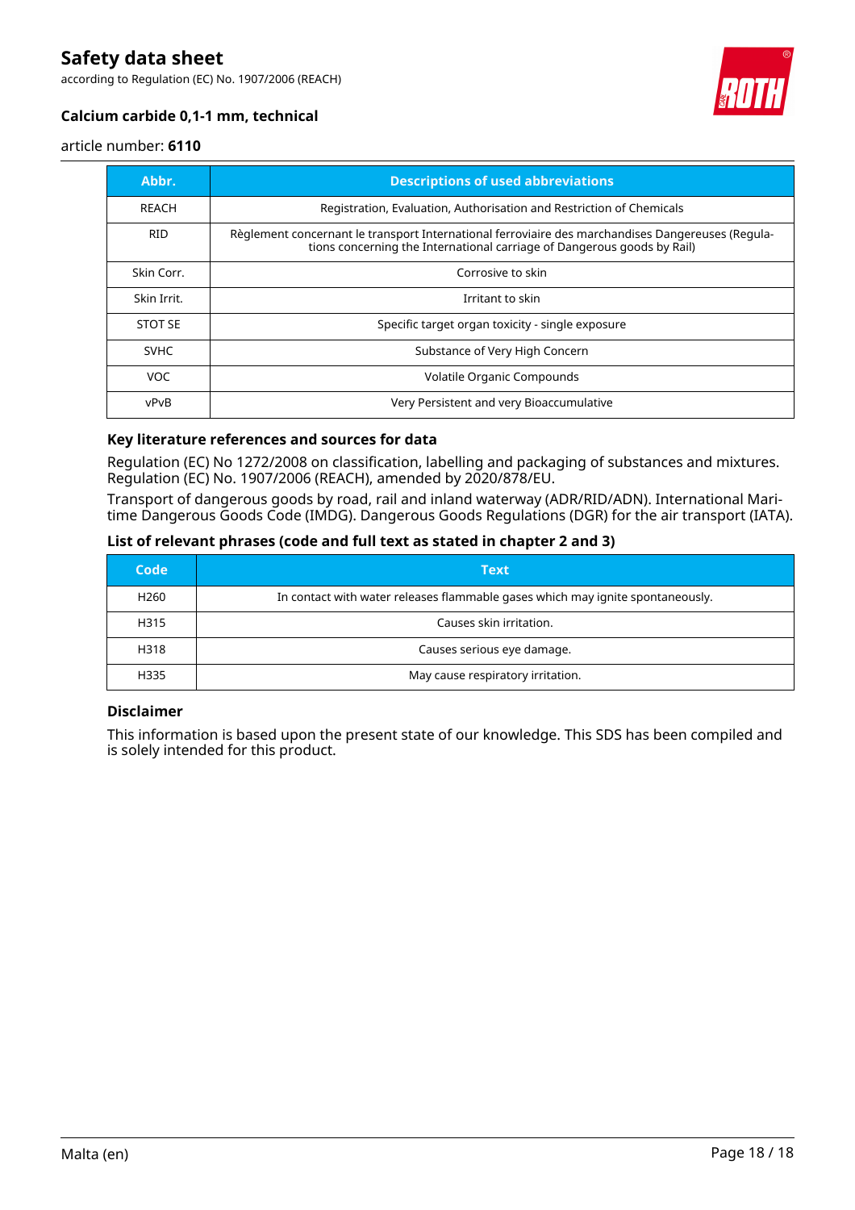| Abbr. | Descriptions of used abbreviations |
| --- | --- |
| REACH | Registration, Evaluation, Authorisation and Restriction of Chemicals |
| RID | Règlement concernant le transport International ferroviaire des marchandises Dangereuses (Regulations concerning the International carriage of Dangerous goods by Rail) |
| Skin Corr. | Corrosive to skin |
| Skin Irrit. | Irritant to skin |
| STOT SE | Specific target organ toxicity - single exposure |
| SVHC | Substance of Very High Concern |
| VOC | Volatile Organic Compounds |
| vPvB | Very Persistent and very Bioaccumulative |

### Key literature references and sources for data

Regulation (EC) No 1272/2008 on classification, labelling and packaging of substances and mixtures. Regulation (EC) No. 1907/2006 (REACH), amended by 2020/878/EU.

Transport of dangerous goods by road, rail and inland waterway (ADR/RID/ADN). International Maritime Dangerous Goods Code (IMDG). Dangerous Goods Regulations (DGR) for the air transport (IATA).

### List of relevant phrases (code and full text as stated in chapter 2 and 3)

| Code | Text |
| --- | --- |
| H260 | In contact with water releases flammable gases which may ignite spontaneously. |
| H315 | Causes skin irritation. |
| H318 | Causes serious eye damage. |
| H335 | May cause respiratory irritation. |

### Disclaimer

This information is based upon the present state of our knowledge. This SDS has been compiled and is solely intended for this product.